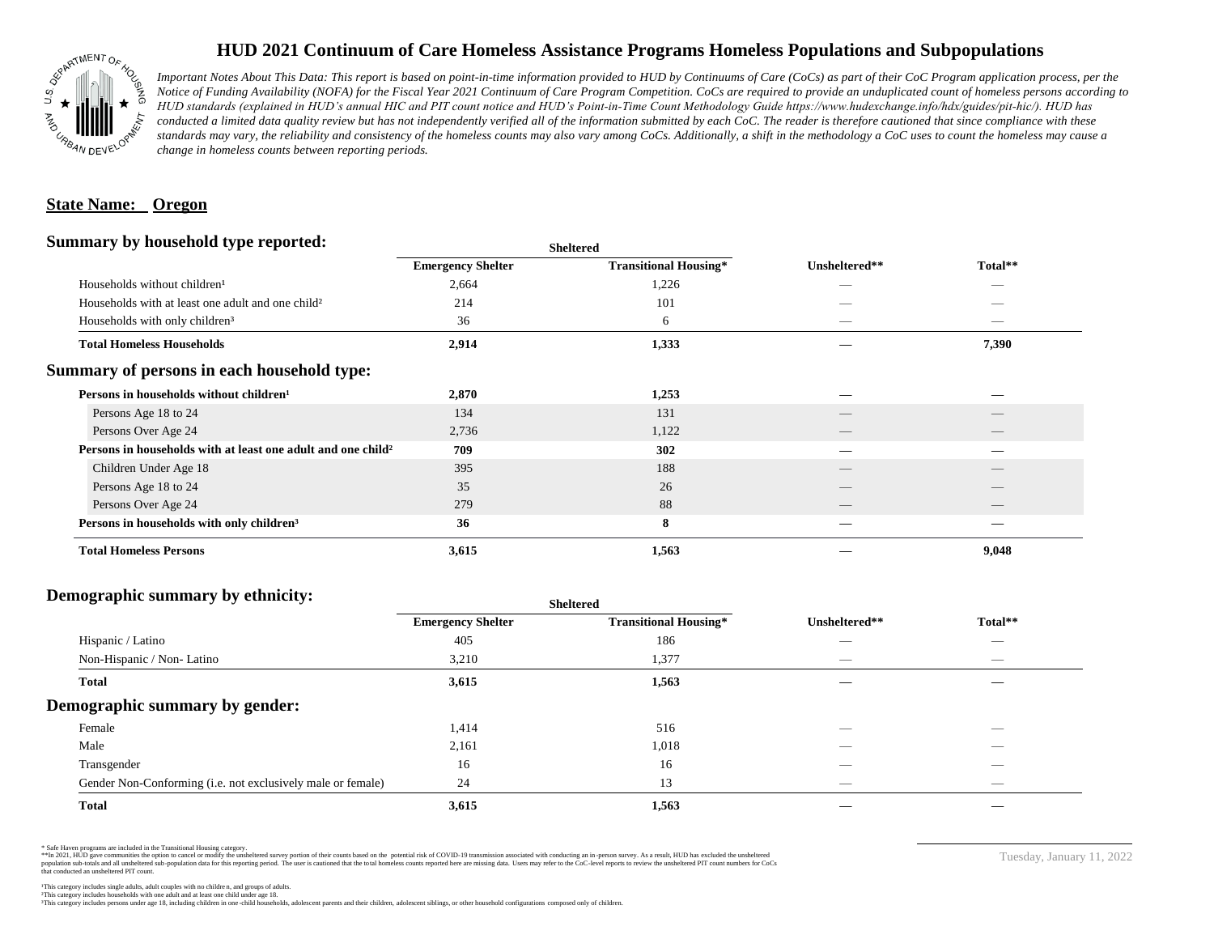# HUD 2021 Continuum of Care Homeless Assistance Programs Homeless Populations and Subpopulations

*Important Notes About This Data: This report is based on point-in-time information provided to HUD by Continuums of Care (CoCs) as part of their CoC Program application process, per the Notice of Funding Availability (NOFA) for the Fiscal Year 2021 Continuum of Care Program Competition. CoCs are required to provide an unduplicated count of homeless persons according to HUD standards (explained in HUD's annual HIC and PIT count notice and HUD's Point-in-Time Count Methodology Guide https://www.hudexchange.info/hdx/guides/pit-hic/). HUD has conducted a limited data quality review but has not independently verified all of the information submitted by each CoC. The reader is therefore cautioned that since compliance with these standards may vary, the reliability and consistency of the homeless counts may also vary among CoCs. Additionally, a shift in the methodology a CoC uses to count the homeless may cause a change in homeless counts between reporting periods.*

**State Name: Oregon**

## Summary by household type reported:

| | Sheltered | | | |
|---|---|---|---|---|
| | Emergency Shelter | Transitional Housing* | Unsheltered** | Total** |
| Households without children¹ | 2,664 | 1,226 | — | — |
| Households with at least one adult and one child² | 214 | 101 | — | — |
| Households with only children³ | 36 | 6 | — | — |
| **Total Homeless Households** | **2,914** | **1,333** | **—** | **7,390** |

## Summary of persons in each household type:

| | Emergency Shelter | Transitional Housing* | Unsheltered** | Total** |
|---|---|---|---|---|
| **Persons in households without children¹** | **2,870** | **1,253** | **—** | **—** |
| Persons Age 18 to 24 | 134 | 131 | — | — |
| Persons Over Age 24 | 2,736 | 1,122 | — | — |
| **Persons in households with at least one adult and one child²** | **709** | **302** | **—** | **—** |
| Children Under Age 18 | 395 | 188 | — | — |
| Persons Age 18 to 24 | 35 | 26 | — | — |
| Persons Over Age 24 | 279 | 88 | — | — |
| **Persons in households with only children³** | **36** | **8** | **—** | **—** |
| **Total Homeless Persons** | **3,615** | **1,563** | **—** | **9,048** |

## Demographic summary by ethnicity:

| | Sheltered | | | |
|---|---|---|---|---|
| | Emergency Shelter | Transitional Housing* | Unsheltered** | Total** |
| Hispanic / Latino | 405 | 186 | — | — |
| Non-Hispanic / Non- Latino | 3,210 | 1,377 | — | — |
| **Total** | **3,615** | **1,563** | **—** | **—** |

## Demographic summary by gender:

| | Emergency Shelter | Transitional Housing* | Unsheltered** | Total** |
|---|---|---|---|---|
| Female | 1,414 | 516 | — | — |
| Male | 2,161 | 1,018 | — | — |
| Transgender | 16 | 16 | — | — |
| Gender Non-Conforming (i.e. not exclusively male or female) | 24 | 13 | — | — |
| **Total** | **3,615** | **1,563** | **—** | **—** |

\* Safe Haven programs are included in the Transitional Housing category.
\*\*In 2021, HUD gave communities the option to cancel or modify the unsheltered survey portion of their counts based on the potential risk of COVID-19 transmission associated with conducting an in-person survey. As a result, HUD has excluded the unsheltered population sub-totals and all unsheltered sub-population data for this reporting period. The user is cautioned that the total homeless counts reported here are missing data. Users may refer to the CoC-level reports to review the unsheltered PIT count numbers for CoCs that conducted an unsheltered PIT count.

¹This category includes single adults, adult couples with no children, and groups of adults.
²This category includes households with one adult and at least one child under age 18.
³This category includes persons under age 18, including children in one-child households, adolescent parents and their children, adolescent siblings, or other household configurations composed only of children.

Tuesday, January 11, 2022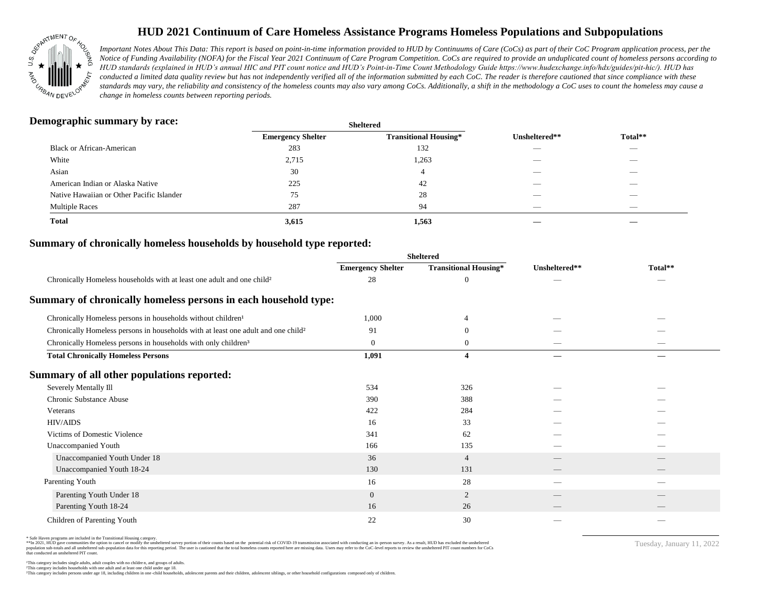# HUD 2021 Continuum of Care Homeless Assistance Programs Homeless Populations and Subpopulations

*Important Notes About This Data: This report is based on point-in-time information provided to HUD by Continuums of Care (CoCs) as part of their CoC Program application process, per the Notice of Funding Availability (NOFA) for the Fiscal Year 2021 Continuum of Care Program Competition. CoCs are required to provide an unduplicated count of homeless persons according to HUD standards (explained in HUD's annual HIC and PIT count notice and HUD's Point-in-Time Count Methodology Guide https://www.hudexchange.info/hdx/guides/pit-hic/). HUD has conducted a limited data quality review but has not independently verified all of the information submitted by each CoC. The reader is therefore cautioned that since compliance with these standards may vary, the reliability and consistency of the homeless counts may also vary among CoCs. Additionally, a shift in the methodology a CoC uses to count the homeless may cause a change in homeless counts between reporting periods.*

## Demographic summary by race:

| | Sheltered | | | |
|---|---|---|---|---|
| | **Emergency Shelter** | **Transitional Housing*** | **Unsheltered**** | **Total**** |
| Black or African-American | 283 | 132 | — | — |
| White | 2,715 | 1,263 | — | — |
| Asian | 30 | 4 | — | — |
| American Indian or Alaska Native | 225 | 42 | — | — |
| Native Hawaiian or Other Pacific Islander | 75 | 28 | — | — |
| Multiple Races | 287 | 94 | — | — |
| **Total** | **3,615** | **1,563** | **—** | **—** |

## Summary of chronically homeless households by household type reported:

| | Sheltered | | | |
|---|---|---|---|---|
| | **Emergency Shelter** | **Transitional Housing*** | **Unsheltered**** | **Total**** |
| Chronically Homeless households with at least one adult and one child² | 28 | 0 | — | — |

## Summary of chronically homeless persons in each household type:

| | Emergency Shelter | Transitional Housing* | Unsheltered** | Total** |
|---|---|---|---|---|
| Chronically Homeless persons in households without children¹ | 1,000 | 4 | — | — |
| Chronically Homeless persons in households with at least one adult and one child² | 91 | 0 | — | — |
| Chronically Homeless persons in households with only children³ | 0 | 0 | — | — |
| **Total Chronically Homeless Persons** | **1,091** | **4** | **—** | **—** |

## Summary of all other populations reported:

| | Emergency Shelter | Transitional Housing* | Unsheltered** | Total** |
|---|---|---|---|---|
| Severely Mentally Ill | 534 | 326 | — | — |
| Chronic Substance Abuse | 390 | 388 | — | — |
| Veterans | 422 | 284 | — | — |
| HIV/AIDS | 16 | 33 | — | — |
| Victims of Domestic Violence | 341 | 62 | — | — |
| Unaccompanied Youth | 166 | 135 | — | — |
| Unaccompanied Youth Under 18 | 36 | 4 | — | — |
| Unaccompanied Youth 18-24 | 130 | 131 | — | — |
| Parenting Youth | 16 | 28 | — | — |
| Parenting Youth Under 18 | 0 | 2 | — | — |
| Parenting Youth 18-24 | 16 | 26 | — | — |
| Children of Parenting Youth | 22 | 30 | — | — |

\* Safe Haven programs are included in the Transitional Housing category.
**In 2021, HUD gave communities the option to cancel or modify the unsheltered survey portion of their counts based on the potential risk of COVID-19 transmission associated with conducting an in-person survey. As a result, HUD has excluded the unsheltered population sub-totals and all unsheltered sub-population data for this reporting period. The user is cautioned that the total homeless counts reported here are missing data. Users may refer to the CoC-level reports to review the unsheltered PIT count numbers for CoCs that conducted an unsheltered PIT count.

¹This category includes single adults, adult couples with no children, and groups of adults.
²This category includes households with one adult and at least one child under age 18.
³This category includes persons under age 18, including children in one-child households, adolescent parents and their children, adolescent siblings, or other household configurations composed only of children.

Tuesday, January 11, 2022